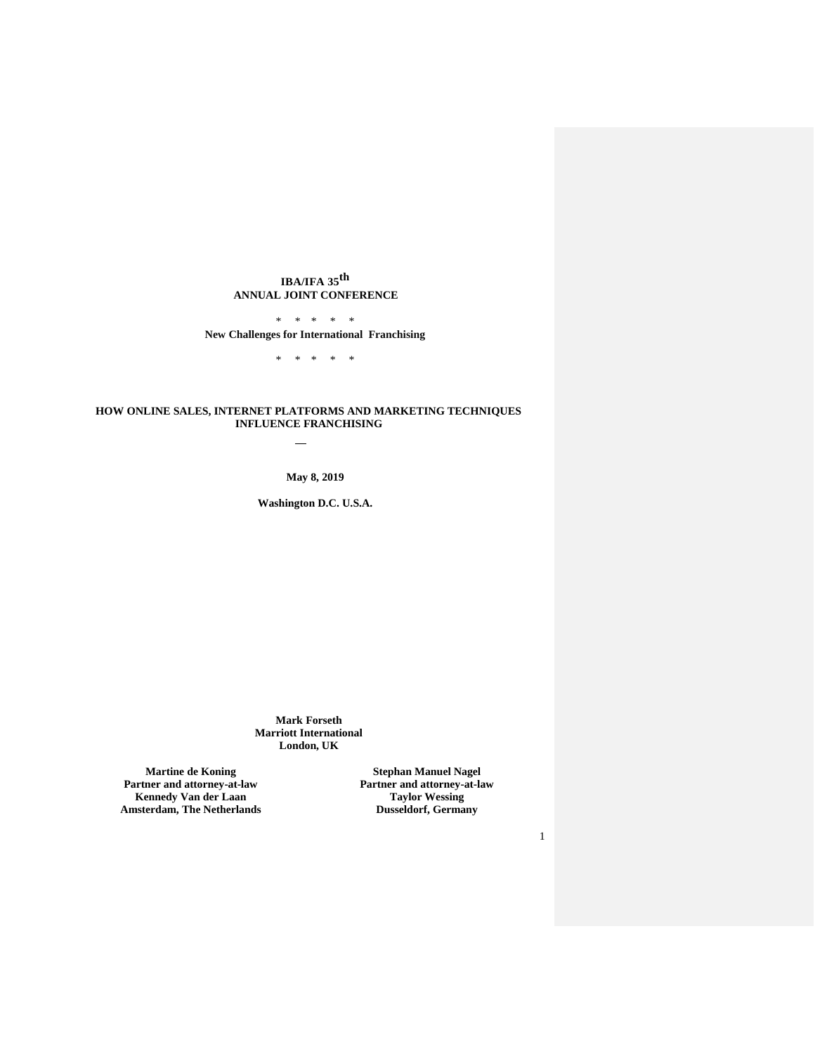**IBA/IFA 35th**
**ANNUAL JOINT CONFERENCE**

\* \* \* \* \*

**New Challenges for International Franchising**

\* \* \* \* \*

# HOW ONLINE SALES, INTERNET PLATFORMS AND MARKETING TECHNIQUES INFLUENCE FRANCHISING

—

**May 8, 2019**

**Washington D.C. U.S.A.**

**Mark Forseth**
**Marriott International**
**London, UK**

**Martine de Koning**
**Partner and attorney-at-law**
**Kennedy Van der Laan**
**Amsterdam, The Netherlands**

**Stephan Manuel Nagel**
**Partner and attorney-at-law**
**Taylor Wessing**
**Dusseldorf, Germany**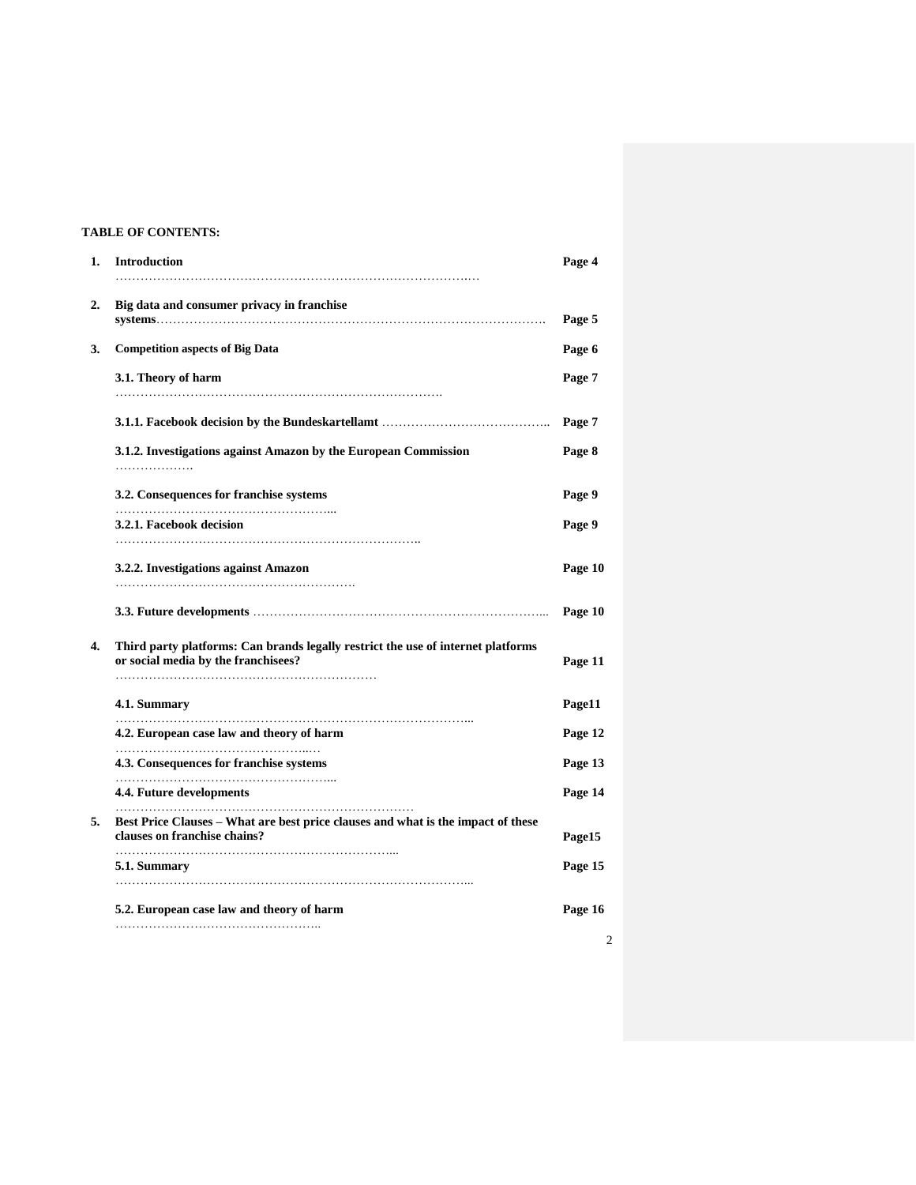**TABLE OF CONTENTS:**

| | | |
|---|---|---|
| **1.** | **Introduction** | **Page 4** |
| **2.** | **Big data and consumer privacy in franchise systems** | **Page 5** |
| **3.** | **Competition aspects of Big Data** | **Page 6** |
| | **3.1. Theory of harm** | **Page 7** |
| | **3.1.1. Facebook decision by the Bundeskartellamt** | **Page 7** |
| | **3.1.2. Investigations against Amazon by the European Commission** | **Page 8** |
| | **3.2. Consequences for franchise systems** | **Page 9** |
| | **3.2.1. Facebook decision** | **Page 9** |
| | **3.2.2. Investigations against Amazon** | **Page 10** |
| | **3.3. Future developments** | **Page 10** |
| **4.** | **Third party platforms: Can brands legally restrict the use of internet platforms or social media by the franchisees?** | **Page 11** |
| | **4.1. Summary** | **Page11** |
| | **4.2. European case law and theory of harm** | **Page 12** |
| | **4.3. Consequences for franchise systems** | **Page 13** |
| | **4.4. Future developments** | **Page 14** |
| **5.** | **Best Price Clauses – What are best price clauses and what is the impact of these clauses on franchise chains?** | **Page15** |
| | **5.1. Summary** | **Page 15** |
| | **5.2. European case law and theory of harm** | **Page 16** |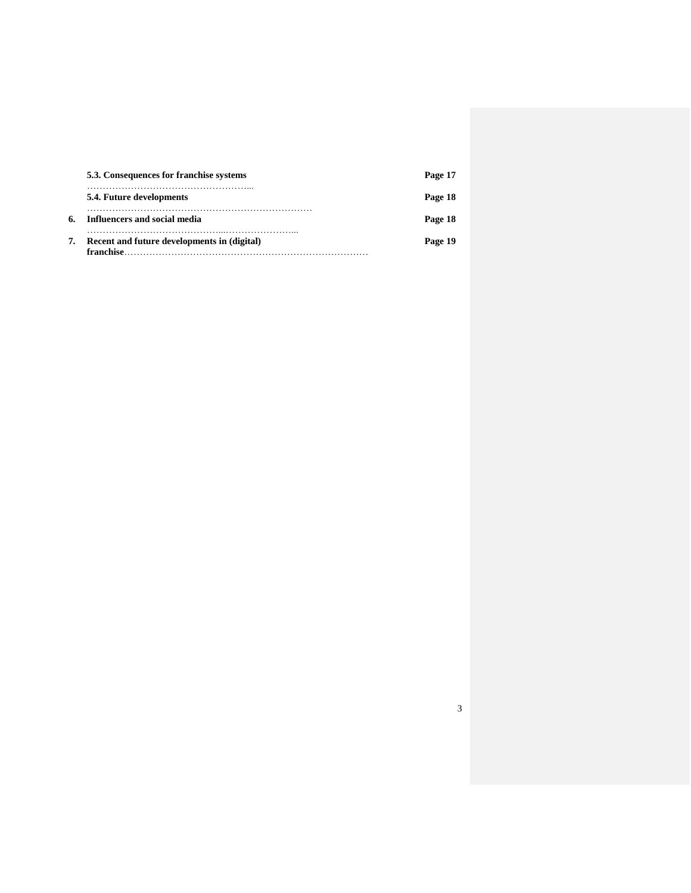**5.3. Consequences for franchise systems** ……………………………………………... **Page 17**

**5.4. Future developments** ……………………………………………………………… **Page 18**

**6. Influencers and social media** ……………………………………...………………... **Page 18**

**7. Recent and future developments in (digital) franchise**………………………………………………………………… **Page 19**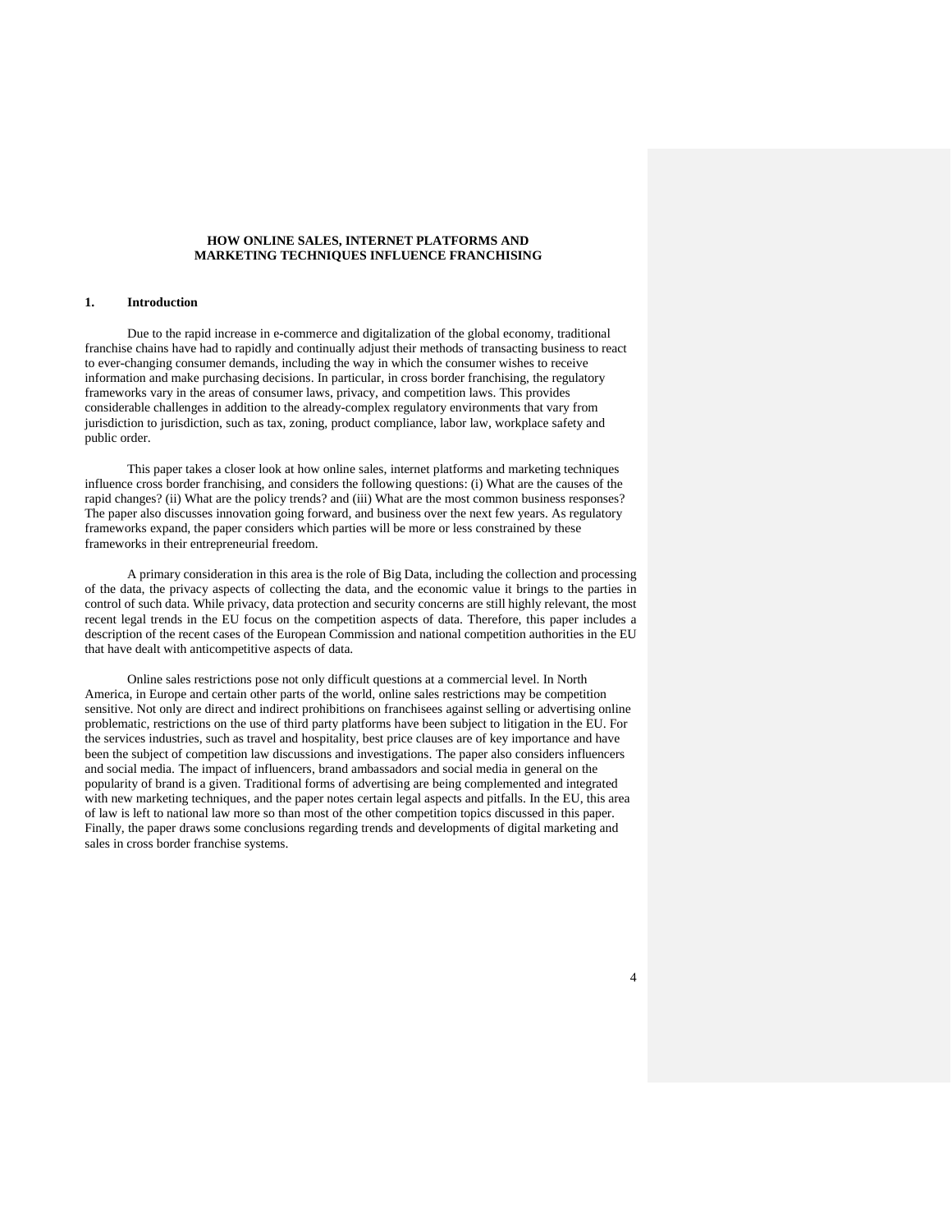# HOW ONLINE SALES, INTERNET PLATFORMS AND MARKETING TECHNIQUES INFLUENCE FRANCHISING

## 1. Introduction

Due to the rapid increase in e-commerce and digitalization of the global economy, traditional franchise chains have had to rapidly and continually adjust their methods of transacting business to react to ever-changing consumer demands, including the way in which the consumer wishes to receive information and make purchasing decisions. In particular, in cross border franchising, the regulatory frameworks vary in the areas of consumer laws, privacy, and competition laws. This provides considerable challenges in addition to the already-complex regulatory environments that vary from jurisdiction to jurisdiction, such as tax, zoning, product compliance, labor law, workplace safety and public order.

This paper takes a closer look at how online sales, internet platforms and marketing techniques influence cross border franchising, and considers the following questions: (i) What are the causes of the rapid changes? (ii) What are the policy trends? and (iii) What are the most common business responses? The paper also discusses innovation going forward, and business over the next few years. As regulatory frameworks expand, the paper considers which parties will be more or less constrained by these frameworks in their entrepreneurial freedom.

A primary consideration in this area is the role of Big Data, including the collection and processing of the data, the privacy aspects of collecting the data, and the economic value it brings to the parties in control of such data. While privacy, data protection and security concerns are still highly relevant, the most recent legal trends in the EU focus on the competition aspects of data. Therefore, this paper includes a description of the recent cases of the European Commission and national competition authorities in the EU that have dealt with anticompetitive aspects of data.

Online sales restrictions pose not only difficult questions at a commercial level. In North America, in Europe and certain other parts of the world, online sales restrictions may be competition sensitive. Not only are direct and indirect prohibitions on franchisees against selling or advertising online problematic, restrictions on the use of third party platforms have been subject to litigation in the EU. For the services industries, such as travel and hospitality, best price clauses are of key importance and have been the subject of competition law discussions and investigations. The paper also considers influencers and social media. The impact of influencers, brand ambassadors and social media in general on the popularity of brand is a given. Traditional forms of advertising are being complemented and integrated with new marketing techniques, and the paper notes certain legal aspects and pitfalls. In the EU, this area of law is left to national law more so than most of the other competition topics discussed in this paper. Finally, the paper draws some conclusions regarding trends and developments of digital marketing and sales in cross border franchise systems.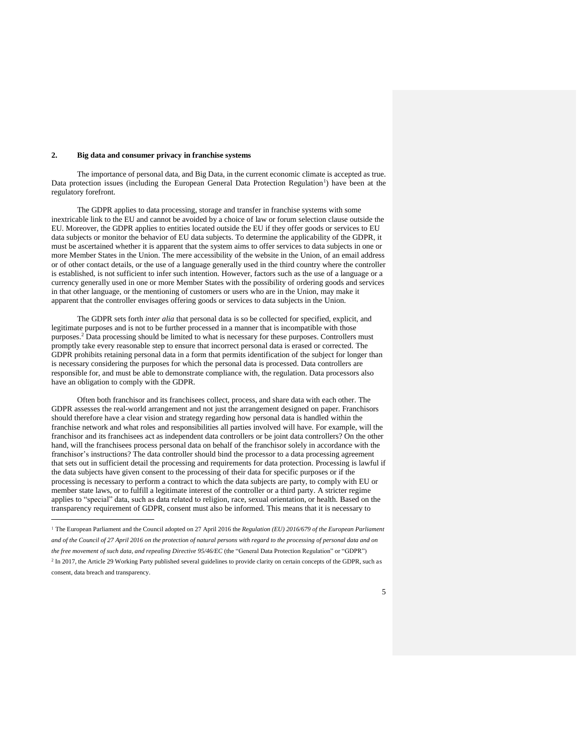## 2. Big data and consumer privacy in franchise systems

The importance of personal data, and Big Data, in the current economic climate is accepted as true. Data protection issues (including the European General Data Protection Regulation[1]) have been at the regulatory forefront.

The GDPR applies to data processing, storage and transfer in franchise systems with some inextricable link to the EU and cannot be avoided by a choice of law or forum selection clause outside the EU. Moreover, the GDPR applies to entities located outside the EU if they offer goods or services to EU data subjects or monitor the behavior of EU data subjects. To determine the applicability of the GDPR, it must be ascertained whether it is apparent that the system aims to offer services to data subjects in one or more Member States in the Union. The mere accessibility of the website in the Union, of an email address or of other contact details, or the use of a language generally used in the third country where the controller is established, is not sufficient to infer such intention. However, factors such as the use of a language or a currency generally used in one or more Member States with the possibility of ordering goods and services in that other language, or the mentioning of customers or users who are in the Union, may make it apparent that the controller envisages offering goods or services to data subjects in the Union.

The GDPR sets forth *inter alia* that personal data is so be collected for specified, explicit, and legitimate purposes and is not to be further processed in a manner that is incompatible with those purposes.[2] Data processing should be limited to what is necessary for these purposes. Controllers must promptly take every reasonable step to ensure that incorrect personal data is erased or corrected. The GDPR prohibits retaining personal data in a form that permits identification of the subject for longer than is necessary considering the purposes for which the personal data is processed. Data controllers are responsible for, and must be able to demonstrate compliance with, the regulation. Data processors also have an obligation to comply with the GDPR.

Often both franchisor and its franchisees collect, process, and share data with each other. The GDPR assesses the real-world arrangement and not just the arrangement designed on paper. Franchisors should therefore have a clear vision and strategy regarding how personal data is handled within the franchise network and what roles and responsibilities all parties involved will have. For example, will the franchisor and its franchisees act as independent data controllers or be joint data controllers? On the other hand, will the franchisees process personal data on behalf of the franchisor solely in accordance with the franchisor's instructions? The data controller should bind the processor to a data processing agreement that sets out in sufficient detail the processing and requirements for data protection. Processing is lawful if the data subjects have given consent to the processing of their data for specific purposes or if the processing is necessary to perform a contract to which the data subjects are party, to comply with EU or member state laws, or to fulfill a legitimate interest of the controller or a third party. A stricter regime applies to "special" data, such as data related to religion, race, sexual orientation, or health. Based on the transparency requirement of GDPR, consent must also be informed. This means that it is necessary to

---

[1] The European Parliament and the Council adopted on 27 April 2016 the *Regulation (EU) 2016/679 of the European Parliament and of the Council of 27 April 2016 on the protection of natural persons with regard to the processing of personal data and on the free movement of such data, and repealing Directive 95/46/EC* (the "General Data Protection Regulation" or "GDPR")

[2] In 2017, the Article 29 Working Party published several guidelines to provide clarity on certain concepts of the GDPR, such as consent, data breach and transparency.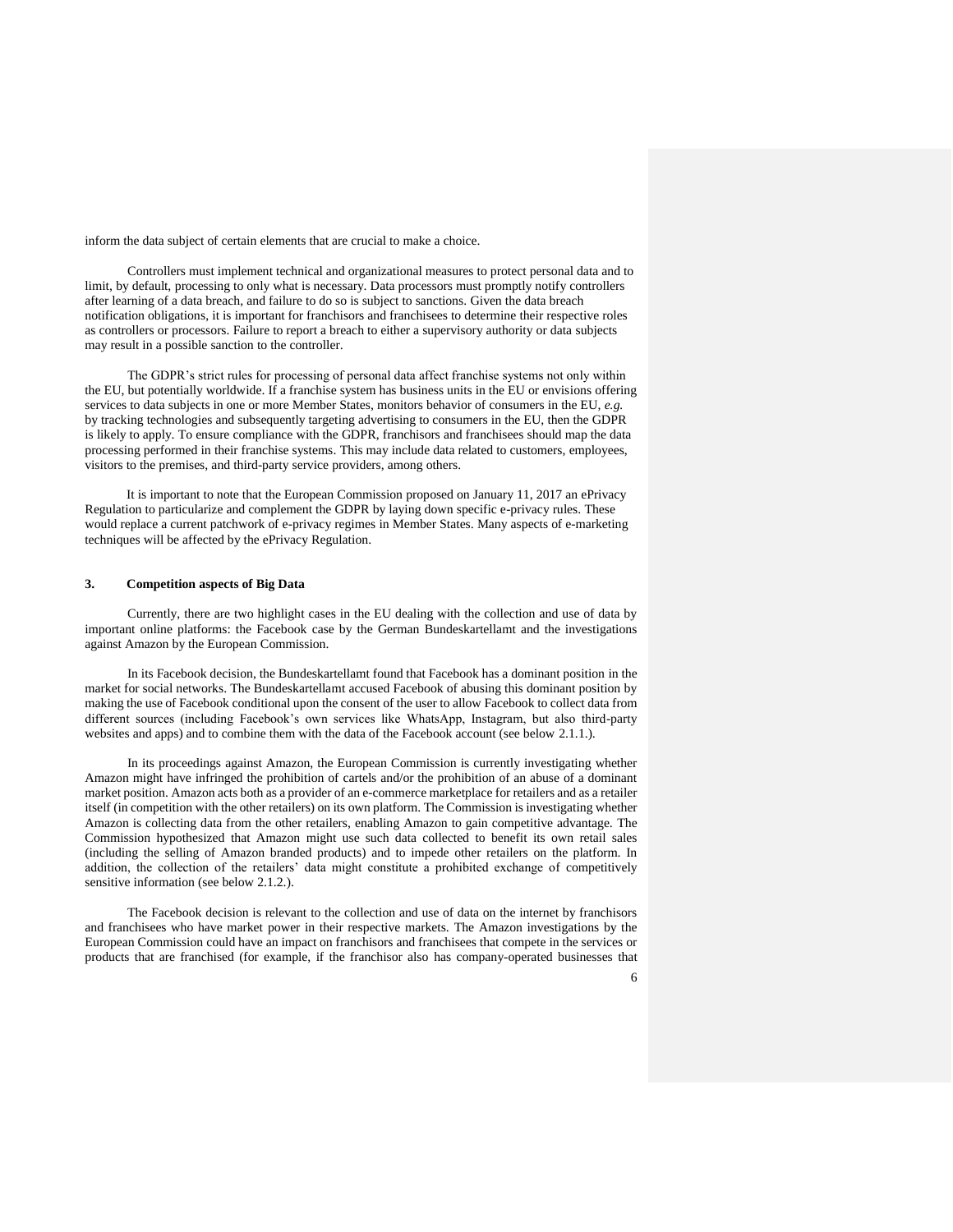inform the data subject of certain elements that are crucial to make a choice.

Controllers must implement technical and organizational measures to protect personal data and to limit, by default, processing to only what is necessary. Data processors must promptly notify controllers after learning of a data breach, and failure to do so is subject to sanctions. Given the data breach notification obligations, it is important for franchisors and franchisees to determine their respective roles as controllers or processors. Failure to report a breach to either a supervisory authority or data subjects may result in a possible sanction to the controller.

The GDPR's strict rules for processing of personal data affect franchise systems not only within the EU, but potentially worldwide. If a franchise system has business units in the EU or envisions offering services to data subjects in one or more Member States, monitors behavior of consumers in the EU, *e.g.* by tracking technologies and subsequently targeting advertising to consumers in the EU, then the GDPR is likely to apply. To ensure compliance with the GDPR, franchisors and franchisees should map the data processing performed in their franchise systems. This may include data related to customers, employees, visitors to the premises, and third-party service providers, among others.

It is important to note that the European Commission proposed on January 11, 2017 an ePrivacy Regulation to particularize and complement the GDPR by laying down specific e-privacy rules. These would replace a current patchwork of e-privacy regimes in Member States. Many aspects of e-marketing techniques will be affected by the ePrivacy Regulation.

## 3. Competition aspects of Big Data

Currently, there are two highlight cases in the EU dealing with the collection and use of data by important online platforms: the Facebook case by the German Bundeskartellamt and the investigations against Amazon by the European Commission.

In its Facebook decision, the Bundeskartellamt found that Facebook has a dominant position in the market for social networks. The Bundeskartellamt accused Facebook of abusing this dominant position by making the use of Facebook conditional upon the consent of the user to allow Facebook to collect data from different sources (including Facebook's own services like WhatsApp, Instagram, but also third-party websites and apps) and to combine them with the data of the Facebook account (see below 2.1.1.).

In its proceedings against Amazon, the European Commission is currently investigating whether Amazon might have infringed the prohibition of cartels and/or the prohibition of an abuse of a dominant market position. Amazon acts both as a provider of an e-commerce marketplace for retailers and as a retailer itself (in competition with the other retailers) on its own platform. The Commission is investigating whether Amazon is collecting data from the other retailers, enabling Amazon to gain competitive advantage. The Commission hypothesized that Amazon might use such data collected to benefit its own retail sales (including the selling of Amazon branded products) and to impede other retailers on the platform. In addition, the collection of the retailers' data might constitute a prohibited exchange of competitively sensitive information (see below 2.1.2.).

The Facebook decision is relevant to the collection and use of data on the internet by franchisors and franchisees who have market power in their respective markets. The Amazon investigations by the European Commission could have an impact on franchisors and franchisees that compete in the services or products that are franchised (for example, if the franchisor also has company-operated businesses that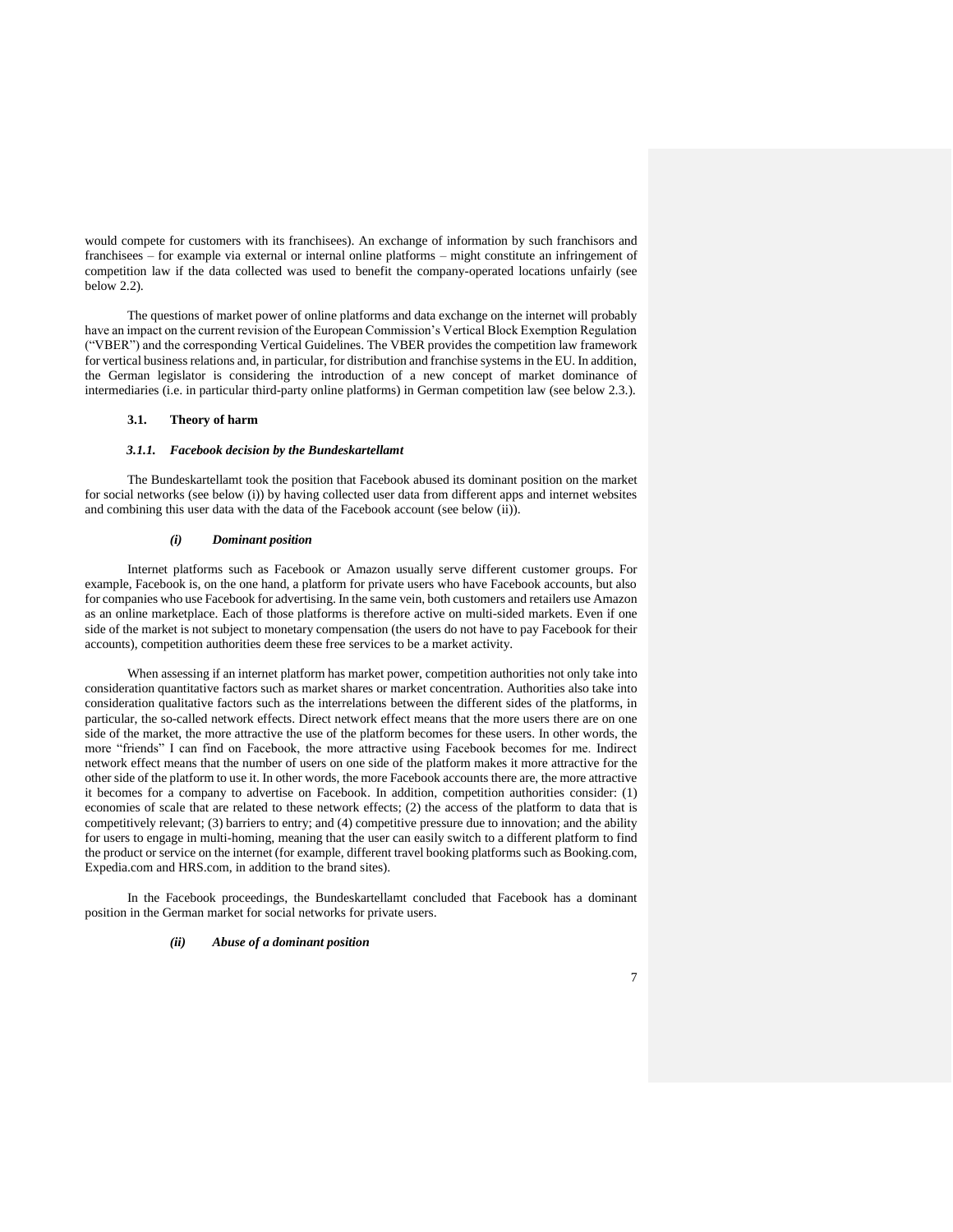would compete for customers with its franchisees). An exchange of information by such franchisors and franchisees – for example via external or internal online platforms – might constitute an infringement of competition law if the data collected was used to benefit the company-operated locations unfairly (see below 2.2).

The questions of market power of online platforms and data exchange on the internet will probably have an impact on the current revision of the European Commission's Vertical Block Exemption Regulation ("VBER") and the corresponding Vertical Guidelines. The VBER provides the competition law framework for vertical business relations and, in particular, for distribution and franchise systems in the EU. In addition, the German legislator is considering the introduction of a new concept of market dominance of intermediaries (i.e. in particular third-party online platforms) in German competition law (see below 2.3.).

### 3.1. Theory of harm

#### *3.1.1. Facebook decision by the Bundeskartellamt*

The Bundeskartellamt took the position that Facebook abused its dominant position on the market for social networks (see below (i)) by having collected user data from different apps and internet websites and combining this user data with the data of the Facebook account (see below (ii)).

##### *(i) Dominant position*

Internet platforms such as Facebook or Amazon usually serve different customer groups. For example, Facebook is, on the one hand, a platform for private users who have Facebook accounts, but also for companies who use Facebook for advertising. In the same vein, both customers and retailers use Amazon as an online marketplace. Each of those platforms is therefore active on multi-sided markets. Even if one side of the market is not subject to monetary compensation (the users do not have to pay Facebook for their accounts), competition authorities deem these free services to be a market activity.

When assessing if an internet platform has market power, competition authorities not only take into consideration quantitative factors such as market shares or market concentration. Authorities also take into consideration qualitative factors such as the interrelations between the different sides of the platforms, in particular, the so-called network effects. Direct network effect means that the more users there are on one side of the market, the more attractive the use of the platform becomes for these users. In other words, the more "friends" I can find on Facebook, the more attractive using Facebook becomes for me. Indirect network effect means that the number of users on one side of the platform makes it more attractive for the other side of the platform to use it. In other words, the more Facebook accounts there are, the more attractive it becomes for a company to advertise on Facebook. In addition, competition authorities consider: (1) economies of scale that are related to these network effects; (2) the access of the platform to data that is competitively relevant; (3) barriers to entry; and (4) competitive pressure due to innovation; and the ability for users to engage in multi-homing, meaning that the user can easily switch to a different platform to find the product or service on the internet (for example, different travel booking platforms such as Booking.com, Expedia.com and HRS.com, in addition to the brand sites).

In the Facebook proceedings, the Bundeskartellamt concluded that Facebook has a dominant position in the German market for social networks for private users.

##### *(ii) Abuse of a dominant position*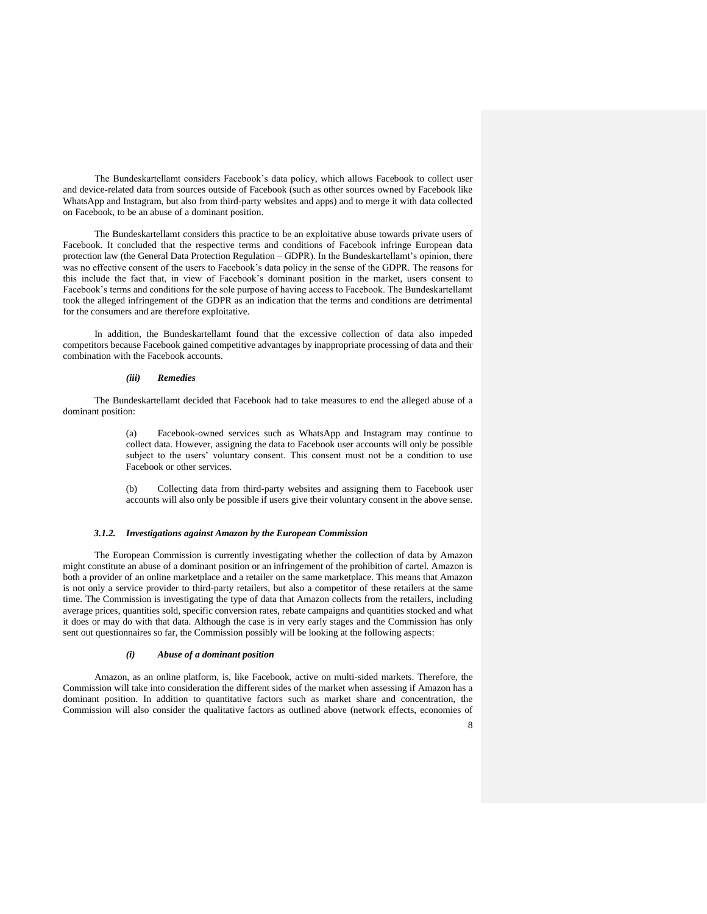The Bundeskartellamt considers Facebook's data policy, which allows Facebook to collect user and device-related data from sources outside of Facebook (such as other sources owned by Facebook like WhatsApp and Instagram, but also from third-party websites and apps) and to merge it with data collected on Facebook, to be an abuse of a dominant position.

The Bundeskartellamt considers this practice to be an exploitative abuse towards private users of Facebook. It concluded that the respective terms and conditions of Facebook infringe European data protection law (the General Data Protection Regulation – GDPR). In the Bundeskartellamt's opinion, there was no effective consent of the users to Facebook's data policy in the sense of the GDPR. The reasons for this include the fact that, in view of Facebook's dominant position in the market, users consent to Facebook's terms and conditions for the sole purpose of having access to Facebook. The Bundeskartellamt took the alleged infringement of the GDPR as an indication that the terms and conditions are detrimental for the consumers and are therefore exploitative.

In addition, the Bundeskartellamt found that the excessive collection of data also impeded competitors because Facebook gained competitive advantages by inappropriate processing of data and their combination with the Facebook accounts.

#### *(iii) Remedies*

The Bundeskartellamt decided that Facebook had to take measures to end the alleged abuse of a dominant position:

> (a) Facebook-owned services such as WhatsApp and Instagram may continue to collect data. However, assigning the data to Facebook user accounts will only be possible subject to the users' voluntary consent. This consent must not be a condition to use Facebook or other services.
>
> (b) Collecting data from third-party websites and assigning them to Facebook user accounts will also only be possible if users give their voluntary consent in the above sense.

### *3.1.2. Investigations against Amazon by the European Commission*

The European Commission is currently investigating whether the collection of data by Amazon might constitute an abuse of a dominant position or an infringement of the prohibition of cartel. Amazon is both a provider of an online marketplace and a retailer on the same marketplace. This means that Amazon is not only a service provider to third-party retailers, but also a competitor of these retailers at the same time. The Commission is investigating the type of data that Amazon collects from the retailers, including average prices, quantities sold, specific conversion rates, rebate campaigns and quantities stocked and what it does or may do with that data. Although the case is in very early stages and the Commission has only sent out questionnaires so far, the Commission possibly will be looking at the following aspects:

#### *(i) Abuse of a dominant position*

Amazon, as an online platform, is, like Facebook, active on multi-sided markets. Therefore, the Commission will take into consideration the different sides of the market when assessing if Amazon has a dominant position. In addition to quantitative factors such as market share and concentration, the Commission will also consider the qualitative factors as outlined above (network effects, economies of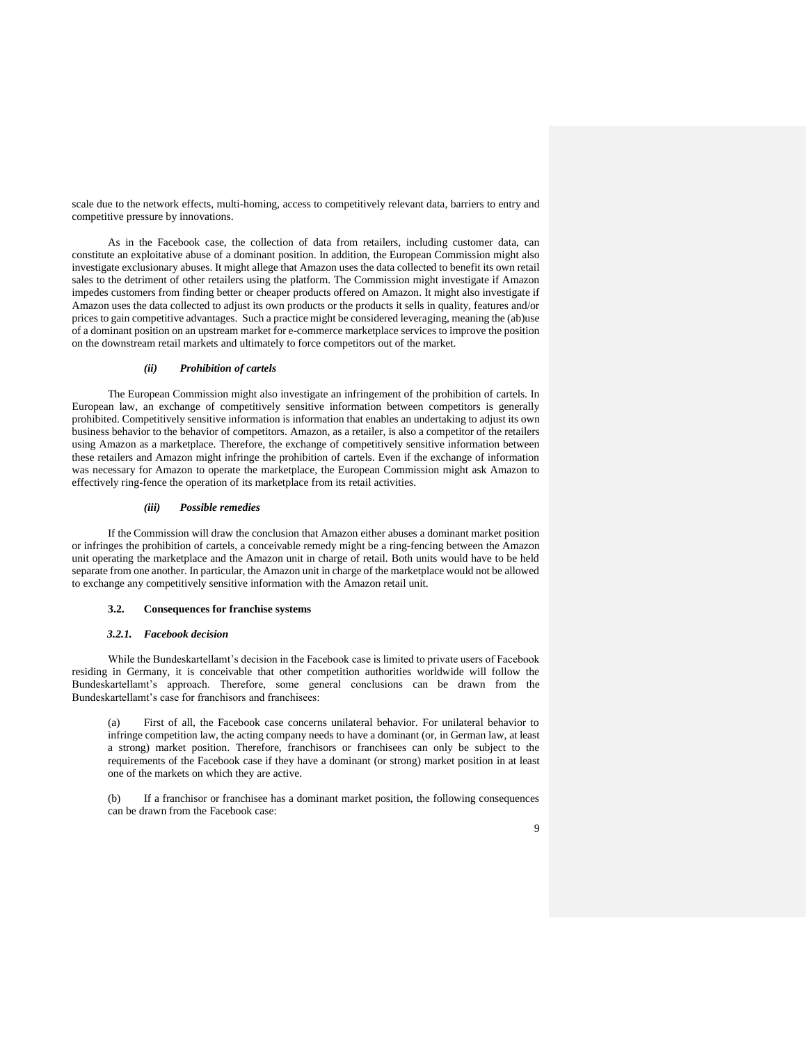scale due to the network effects, multi-homing, access to competitively relevant data, barriers to entry and competitive pressure by innovations.

As in the Facebook case, the collection of data from retailers, including customer data, can constitute an exploitative abuse of a dominant position. In addition, the European Commission might also investigate exclusionary abuses. It might allege that Amazon uses the data collected to benefit its own retail sales to the detriment of other retailers using the platform. The Commission might investigate if Amazon impedes customers from finding better or cheaper products offered on Amazon. It might also investigate if Amazon uses the data collected to adjust its own products or the products it sells in quality, features and/or prices to gain competitive advantages. Such a practice might be considered leveraging, meaning the (ab)use of a dominant position on an upstream market for e-commerce marketplace services to improve the position on the downstream retail markets and ultimately to force competitors out of the market.

##### *(ii) Prohibition of cartels*

The European Commission might also investigate an infringement of the prohibition of cartels. In European law, an exchange of competitively sensitive information between competitors is generally prohibited. Competitively sensitive information is information that enables an undertaking to adjust its own business behavior to the behavior of competitors. Amazon, as a retailer, is also a competitor of the retailers using Amazon as a marketplace. Therefore, the exchange of competitively sensitive information between these retailers and Amazon might infringe the prohibition of cartels. Even if the exchange of information was necessary for Amazon to operate the marketplace, the European Commission might ask Amazon to effectively ring-fence the operation of its marketplace from its retail activities.

##### *(iii) Possible remedies*

If the Commission will draw the conclusion that Amazon either abuses a dominant market position or infringes the prohibition of cartels, a conceivable remedy might be a ring-fencing between the Amazon unit operating the marketplace and the Amazon unit in charge of retail. Both units would have to be held separate from one another. In particular, the Amazon unit in charge of the marketplace would not be allowed to exchange any competitively sensitive information with the Amazon retail unit.

### 3.2. Consequences for franchise systems

#### *3.2.1. Facebook decision*

While the Bundeskartellamt's decision in the Facebook case is limited to private users of Facebook residing in Germany, it is conceivable that other competition authorities worldwide will follow the Bundeskartellamt's approach. Therefore, some general conclusions can be drawn from the Bundeskartellamt's case for franchisors and franchisees:

(a) First of all, the Facebook case concerns unilateral behavior. For unilateral behavior to infringe competition law, the acting company needs to have a dominant (or, in German law, at least a strong) market position. Therefore, franchisors or franchisees can only be subject to the requirements of the Facebook case if they have a dominant (or strong) market position in at least one of the markets on which they are active.

(b) If a franchisor or franchisee has a dominant market position, the following consequences can be drawn from the Facebook case: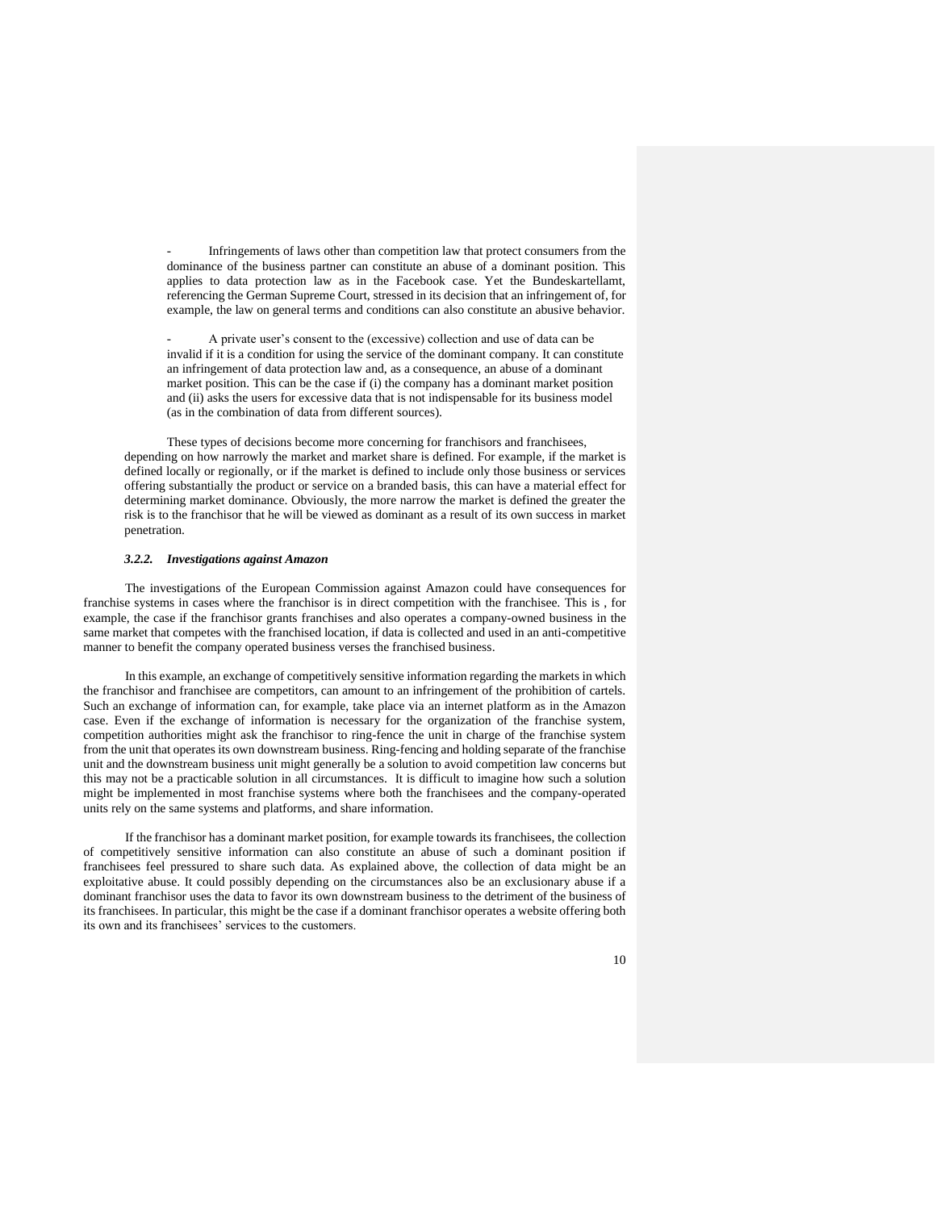- Infringements of laws other than competition law that protect consumers from the dominance of the business partner can constitute an abuse of a dominant position. This applies to data protection law as in the Facebook case. Yet the Bundeskartellamt, referencing the German Supreme Court, stressed in its decision that an infringement of, for example, the law on general terms and conditions can also constitute an abusive behavior.

- A private user's consent to the (excessive) collection and use of data can be invalid if it is a condition for using the service of the dominant company. It can constitute an infringement of data protection law and, as a consequence, an abuse of a dominant market position. This can be the case if (i) the company has a dominant market position and (ii) asks the users for excessive data that is not indispensable for its business model (as in the combination of data from different sources).

These types of decisions become more concerning for franchisors and franchisees, depending on how narrowly the market and market share is defined. For example, if the market is defined locally or regionally, or if the market is defined to include only those business or services offering substantially the product or service on a branded basis, this can have a material effect for determining market dominance. Obviously, the more narrow the market is defined the greater the risk is to the franchisor that he will be viewed as dominant as a result of its own success in market penetration.

#### *3.2.2. Investigations against Amazon*

The investigations of the European Commission against Amazon could have consequences for franchise systems in cases where the franchisor is in direct competition with the franchisee. This is , for example, the case if the franchisor grants franchises and also operates a company-owned business in the same market that competes with the franchised location, if data is collected and used in an anti-competitive manner to benefit the company operated business verses the franchised business.

In this example, an exchange of competitively sensitive information regarding the markets in which the franchisor and franchisee are competitors, can amount to an infringement of the prohibition of cartels. Such an exchange of information can, for example, take place via an internet platform as in the Amazon case. Even if the exchange of information is necessary for the organization of the franchise system, competition authorities might ask the franchisor to ring-fence the unit in charge of the franchise system from the unit that operates its own downstream business. Ring-fencing and holding separate of the franchise unit and the downstream business unit might generally be a solution to avoid competition law concerns but this may not be a practicable solution in all circumstances. It is difficult to imagine how such a solution might be implemented in most franchise systems where both the franchisees and the company-operated units rely on the same systems and platforms, and share information.

If the franchisor has a dominant market position, for example towards its franchisees, the collection of competitively sensitive information can also constitute an abuse of such a dominant position if franchisees feel pressured to share such data. As explained above, the collection of data might be an exploitative abuse. It could possibly depending on the circumstances also be an exclusionary abuse if a dominant franchisor uses the data to favor its own downstream business to the detriment of the business of its franchisees. In particular, this might be the case if a dominant franchisor operates a website offering both its own and its franchisees' services to the customers.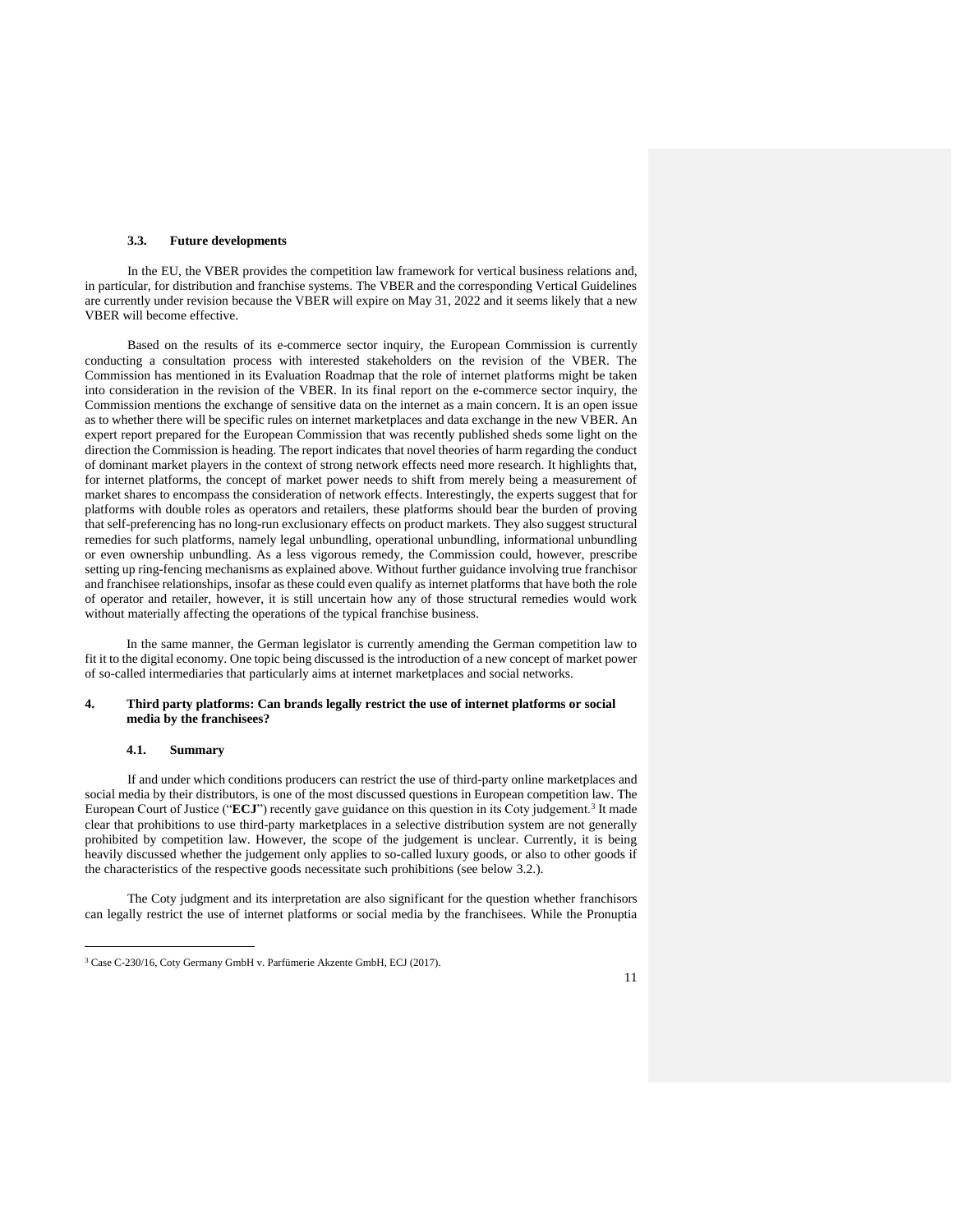### 3.3. Future developments

In the EU, the VBER provides the competition law framework for vertical business relations and, in particular, for distribution and franchise systems. The VBER and the corresponding Vertical Guidelines are currently under revision because the VBER will expire on May 31, 2022 and it seems likely that a new VBER will become effective.

Based on the results of its e-commerce sector inquiry, the European Commission is currently conducting a consultation process with interested stakeholders on the revision of the VBER. The Commission has mentioned in its Evaluation Roadmap that the role of internet platforms might be taken into consideration in the revision of the VBER. In its final report on the e-commerce sector inquiry, the Commission mentions the exchange of sensitive data on the internet as a main concern. It is an open issue as to whether there will be specific rules on internet marketplaces and data exchange in the new VBER. An expert report prepared for the European Commission that was recently published sheds some light on the direction the Commission is heading. The report indicates that novel theories of harm regarding the conduct of dominant market players in the context of strong network effects need more research. It highlights that, for internet platforms, the concept of market power needs to shift from merely being a measurement of market shares to encompass the consideration of network effects. Interestingly, the experts suggest that for platforms with double roles as operators and retailers, these platforms should bear the burden of proving that self-preferencing has no long-run exclusionary effects on product markets. They also suggest structural remedies for such platforms, namely legal unbundling, operational unbundling, informational unbundling or even ownership unbundling. As a less vigorous remedy, the Commission could, however, prescribe setting up ring-fencing mechanisms as explained above. Without further guidance involving true franchisor and franchisee relationships, insofar as these could even qualify as internet platforms that have both the role of operator and retailer, however, it is still uncertain how any of those structural remedies would work without materially affecting the operations of the typical franchise business.

In the same manner, the German legislator is currently amending the German competition law to fit it to the digital economy. One topic being discussed is the introduction of a new concept of market power of so-called intermediaries that particularly aims at internet marketplaces and social networks.

## 4. Third party platforms: Can brands legally restrict the use of internet platforms or social media by the franchisees?

### 4.1. Summary

If and under which conditions producers can restrict the use of third-party online marketplaces and social media by their distributors, is one of the most discussed questions in European competition law. The European Court of Justice ("**ECJ**") recently gave guidance on this question in its Coty judgement.[3] It made clear that prohibitions to use third-party marketplaces in a selective distribution system are not generally prohibited by competition law. However, the scope of the judgement is unclear. Currently, it is being heavily discussed whether the judgement only applies to so-called luxury goods, or also to other goods if the characteristics of the respective goods necessitate such prohibitions (see below 3.2.).

The Coty judgment and its interpretation are also significant for the question whether franchisors can legally restrict the use of internet platforms or social media by the franchisees. While the Pronuptia

[3] Case C-230/16, Coty Germany GmbH v. Parfümerie Akzente GmbH, ECJ (2017).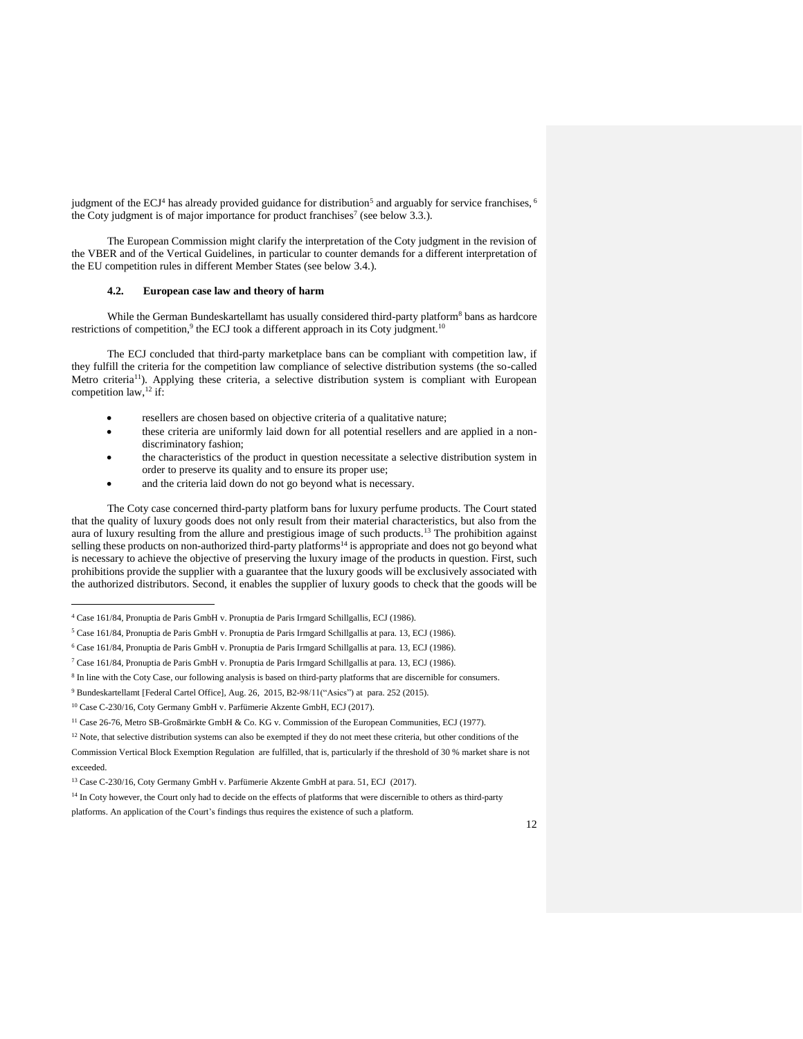judgment of the ECJ[4] has already provided guidance for distribution[5] and arguably for service franchises,[6] the Coty judgment is of major importance for product franchises[7] (see below 3.3.).

The European Commission might clarify the interpretation of the Coty judgment in the revision of the VBER and of the Vertical Guidelines, in particular to counter demands for a different interpretation of the EU competition rules in different Member States (see below 3.4.).

### 4.2. European case law and theory of harm

While the German Bundeskartellamt has usually considered third-party platform[8] bans as hardcore restrictions of competition,[9] the ECJ took a different approach in its Coty judgment.[10]

The ECJ concluded that third-party marketplace bans can be compliant with competition law, if they fulfill the criteria for the competition law compliance of selective distribution systems (the so-called Metro criteria[11]). Applying these criteria, a selective distribution system is compliant with European competition law,[12] if:

- resellers are chosen based on objective criteria of a qualitative nature;
- these criteria are uniformly laid down for all potential resellers and are applied in a non-discriminatory fashion;
- the characteristics of the product in question necessitate a selective distribution system in order to preserve its quality and to ensure its proper use;
- and the criteria laid down do not go beyond what is necessary.

The Coty case concerned third-party platform bans for luxury perfume products. The Court stated that the quality of luxury goods does not only result from their material characteristics, but also from the aura of luxury resulting from the allure and prestigious image of such products.[13] The prohibition against selling these products on non-authorized third-party platforms[14] is appropriate and does not go beyond what is necessary to achieve the objective of preserving the luxury image of the products in question. First, such prohibitions provide the supplier with a guarantee that the luxury goods will be exclusively associated with the authorized distributors. Second, it enables the supplier of luxury goods to check that the goods will be

---

[4] Case 161/84, Pronuptia de Paris GmbH v. Pronuptia de Paris Irmgard Schillgallis, ECJ (1986).

[5] Case 161/84, Pronuptia de Paris GmbH v. Pronuptia de Paris Irmgard Schillgallis at para. 13, ECJ (1986).

[6] Case 161/84, Pronuptia de Paris GmbH v. Pronuptia de Paris Irmgard Schillgallis at para. 13, ECJ (1986).

[7] Case 161/84, Pronuptia de Paris GmbH v. Pronuptia de Paris Irmgard Schillgallis at para. 13, ECJ (1986).

[8] In line with the Coty Case, our following analysis is based on third-party platforms that are discernible for consumers.

[9] Bundeskartellamt [Federal Cartel Office], Aug. 26, 2015, B2-98/11("Asics") at para. 252 (2015).

[10] Case C-230/16, Coty Germany GmbH v. Parfümerie Akzente GmbH, ECJ (2017).

[11] Case 26-76, Metro SB-Großmärkte GmbH & Co. KG v. Commission of the European Communities, ECJ (1977).

[12] Note, that selective distribution systems can also be exempted if they do not meet these criteria, but other conditions of the Commission Vertical Block Exemption Regulation are fulfilled, that is, particularly if the threshold of 30 % market share is not exceeded.

[13] Case C-230/16, Coty Germany GmbH v. Parfümerie Akzente GmbH at para. 51, ECJ (2017).

[14] In Coty however, the Court only had to decide on the effects of platforms that were discernible to others as third-party platforms. An application of the Court's findings thus requires the existence of such a platform.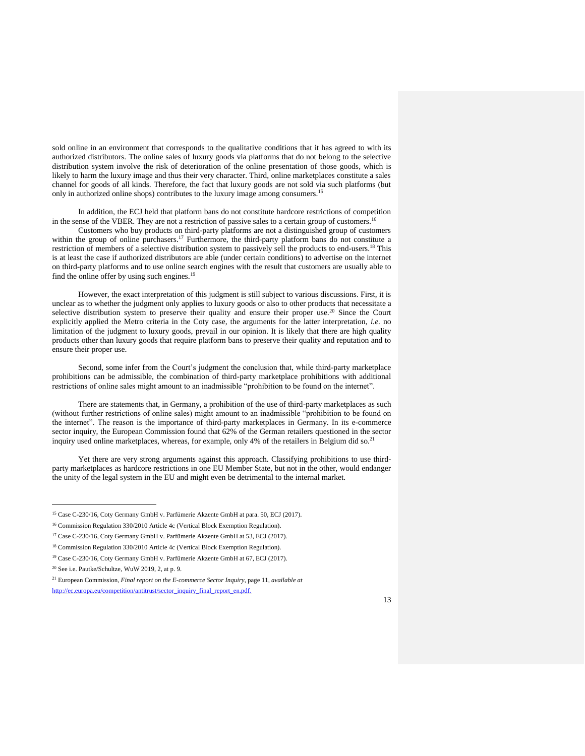sold online in an environment that corresponds to the qualitative conditions that it has agreed to with its authorized distributors. The online sales of luxury goods via platforms that do not belong to the selective distribution system involve the risk of deterioration of the online presentation of those goods, which is likely to harm the luxury image and thus their very character. Third, online marketplaces constitute a sales channel for goods of all kinds. Therefore, the fact that luxury goods are not sold via such platforms (but only in authorized online shops) contributes to the luxury image among consumers.[15]

In addition, the ECJ held that platform bans do not constitute hardcore restrictions of competition in the sense of the VBER. They are not a restriction of passive sales to a certain group of customers.[16]

Customers who buy products on third-party platforms are not a distinguished group of customers within the group of online purchasers.[17] Furthermore, the third-party platform bans do not constitute a restriction of members of a selective distribution system to passively sell the products to end-users.[18] This is at least the case if authorized distributors are able (under certain conditions) to advertise on the internet on third-party platforms and to use online search engines with the result that customers are usually able to find the online offer by using such engines.[19]

However, the exact interpretation of this judgment is still subject to various discussions. First, it is unclear as to whether the judgment only applies to luxury goods or also to other products that necessitate a selective distribution system to preserve their quality and ensure their proper use.[20] Since the Court explicitly applied the Metro criteria in the Coty case, the arguments for the latter interpretation, *i.e.* no limitation of the judgment to luxury goods, prevail in our opinion. It is likely that there are high quality products other than luxury goods that require platform bans to preserve their quality and reputation and to ensure their proper use.

Second, some infer from the Court's judgment the conclusion that, while third-party marketplace prohibitions can be admissible, the combination of third-party marketplace prohibitions with additional restrictions of online sales might amount to an inadmissible "prohibition to be found on the internet".

There are statements that, in Germany, a prohibition of the use of third-party marketplaces as such (without further restrictions of online sales) might amount to an inadmissible "prohibition to be found on the internet". The reason is the importance of third-party marketplaces in Germany. In its e-commerce sector inquiry, the European Commission found that 62% of the German retailers questioned in the sector inquiry used online marketplaces, whereas, for example, only 4% of the retailers in Belgium did so.[21]

Yet there are very strong arguments against this approach. Classifying prohibitions to use third-party marketplaces as hardcore restrictions in one EU Member State, but not in the other, would endanger the unity of the legal system in the EU and might even be detrimental to the internal market.

---

[15] Case C-230/16, Coty Germany GmbH v. Parfümerie Akzente GmbH at para. 50, ECJ (2017).

[16] Commission Regulation 330/2010 Article 4c (Vertical Block Exemption Regulation).

[17] Case C-230/16, Coty Germany GmbH v. Parfümerie Akzente GmbH at 53, ECJ (2017).

[18] Commission Regulation 330/2010 Article 4c (Vertical Block Exemption Regulation).

[19] Case C-230/16, Coty Germany GmbH v. Parfümerie Akzente GmbH at 67, ECJ (2017).

[20] See i.e. Pautke/Schultze, WuW 2019, 2, at p. 9.

[21] European Commission, *Final report on the E-commerce Sector Inquiry*, page 11, *available at* http://ec.europa.eu/competition/antitrust/sector_inquiry_final_report_en.pdf.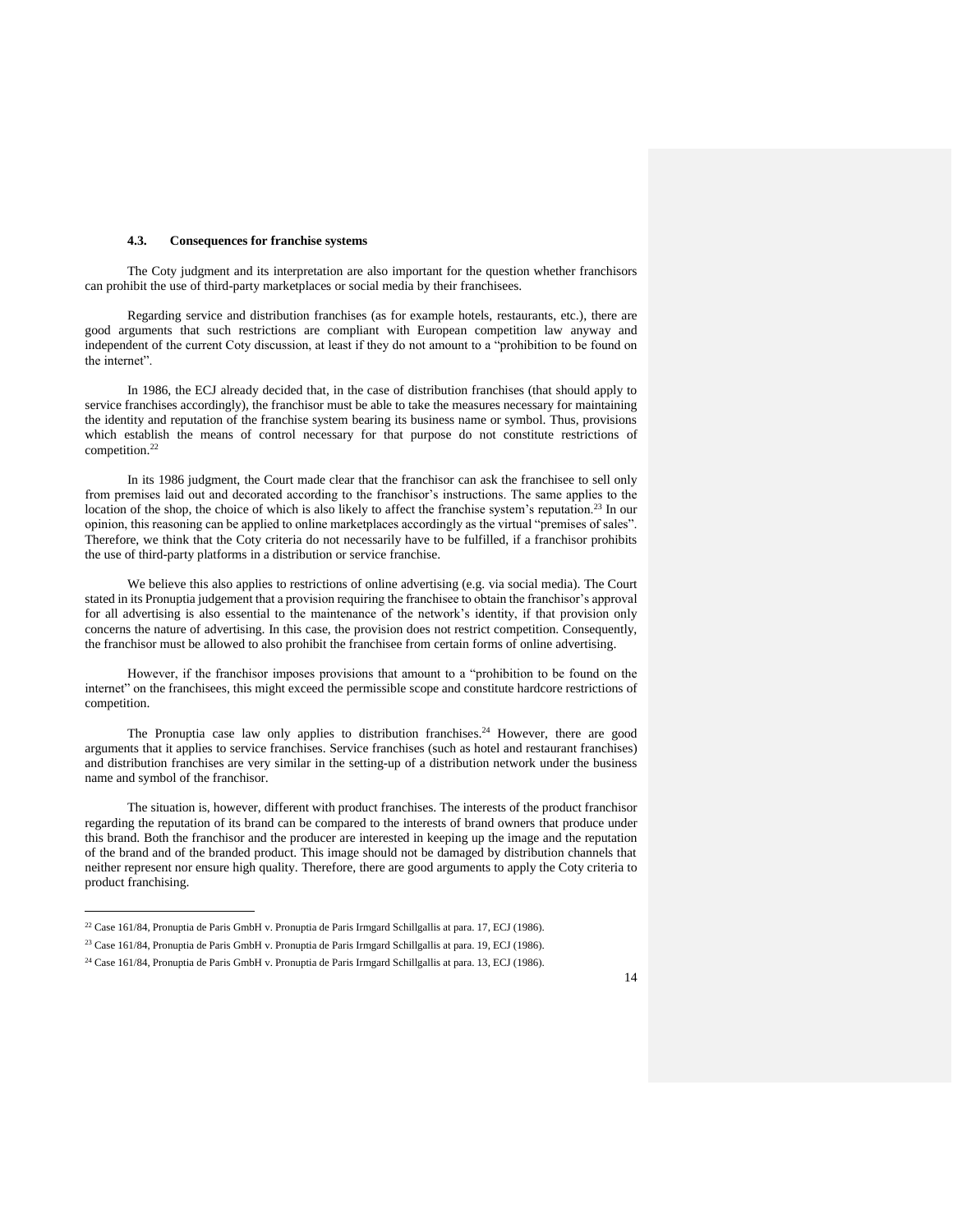### 4.3. Consequences for franchise systems

The Coty judgment and its interpretation are also important for the question whether franchisors can prohibit the use of third-party marketplaces or social media by their franchisees.

Regarding service and distribution franchises (as for example hotels, restaurants, etc.), there are good arguments that such restrictions are compliant with European competition law anyway and independent of the current Coty discussion, at least if they do not amount to a "prohibition to be found on the internet".

In 1986, the ECJ already decided that, in the case of distribution franchises (that should apply to service franchises accordingly), the franchisor must be able to take the measures necessary for maintaining the identity and reputation of the franchise system bearing its business name or symbol. Thus, provisions which establish the means of control necessary for that purpose do not constitute restrictions of competition.[22]

In its 1986 judgment, the Court made clear that the franchisor can ask the franchisee to sell only from premises laid out and decorated according to the franchisor's instructions. The same applies to the location of the shop, the choice of which is also likely to affect the franchise system's reputation.[23] In our opinion, this reasoning can be applied to online marketplaces accordingly as the virtual "premises of sales". Therefore, we think that the Coty criteria do not necessarily have to be fulfilled, if a franchisor prohibits the use of third-party platforms in a distribution or service franchise.

We believe this also applies to restrictions of online advertising (e.g. via social media). The Court stated in its Pronuptia judgement that a provision requiring the franchisee to obtain the franchisor's approval for all advertising is also essential to the maintenance of the network's identity, if that provision only concerns the nature of advertising. In this case, the provision does not restrict competition. Consequently, the franchisor must be allowed to also prohibit the franchisee from certain forms of online advertising.

However, if the franchisor imposes provisions that amount to a "prohibition to be found on the internet" on the franchisees, this might exceed the permissible scope and constitute hardcore restrictions of competition.

The Pronuptia case law only applies to distribution franchises.[24] However, there are good arguments that it applies to service franchises. Service franchises (such as hotel and restaurant franchises) and distribution franchises are very similar in the setting-up of a distribution network under the business name and symbol of the franchisor.

The situation is, however, different with product franchises. The interests of the product franchisor regarding the reputation of its brand can be compared to the interests of brand owners that produce under this brand. Both the franchisor and the producer are interested in keeping up the image and the reputation of the brand and of the branded product. This image should not be damaged by distribution channels that neither represent nor ensure high quality. Therefore, there are good arguments to apply the Coty criteria to product franchising.

---

[22] Case 161/84, Pronuptia de Paris GmbH v. Pronuptia de Paris Irmgard Schillgallis at para. 17, ECJ (1986).

[23] Case 161/84, Pronuptia de Paris GmbH v. Pronuptia de Paris Irmgard Schillgallis at para. 19, ECJ (1986).

[24] Case 161/84, Pronuptia de Paris GmbH v. Pronuptia de Paris Irmgard Schillgallis at para. 13, ECJ (1986).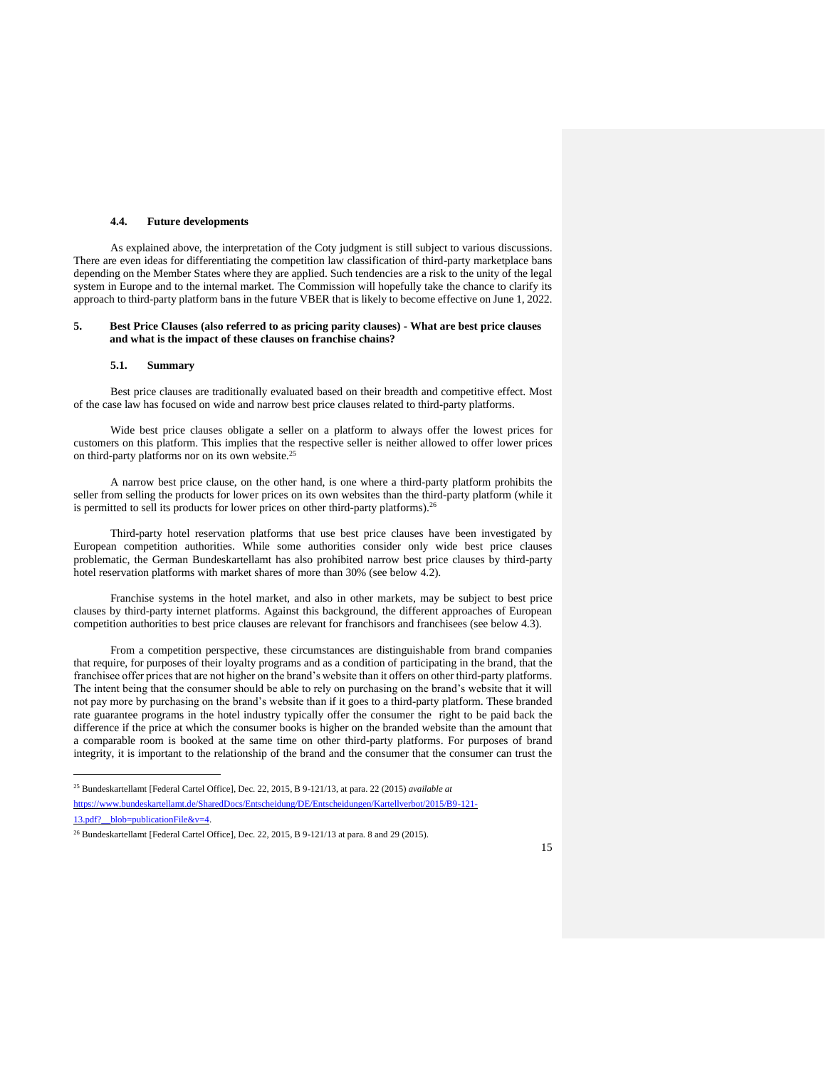### 4.4. Future developments

As explained above, the interpretation of the Coty judgment is still subject to various discussions. There are even ideas for differentiating the competition law classification of third-party marketplace bans depending on the Member States where they are applied. Such tendencies are a risk to the unity of the legal system in Europe and to the internal market. The Commission will hopefully take the chance to clarify its approach to third-party platform bans in the future VBER that is likely to become effective on June 1, 2022.

## 5. Best Price Clauses (also referred to as pricing parity clauses) - What are best price clauses and what is the impact of these clauses on franchise chains?

### 5.1. Summary

Best price clauses are traditionally evaluated based on their breadth and competitive effect. Most of the case law has focused on wide and narrow best price clauses related to third-party platforms.

Wide best price clauses obligate a seller on a platform to always offer the lowest prices for customers on this platform. This implies that the respective seller is neither allowed to offer lower prices on third-party platforms nor on its own website.[25]

A narrow best price clause, on the other hand, is one where a third-party platform prohibits the seller from selling the products for lower prices on its own websites than the third-party platform (while it is permitted to sell its products for lower prices on other third-party platforms).[26]

Third-party hotel reservation platforms that use best price clauses have been investigated by European competition authorities. While some authorities consider only wide best price clauses problematic, the German Bundeskartellamt has also prohibited narrow best price clauses by third-party hotel reservation platforms with market shares of more than 30% (see below 4.2).

Franchise systems in the hotel market, and also in other markets, may be subject to best price clauses by third-party internet platforms. Against this background, the different approaches of European competition authorities to best price clauses are relevant for franchisors and franchisees (see below 4.3).

From a competition perspective, these circumstances are distinguishable from brand companies that require, for purposes of their loyalty programs and as a condition of participating in the brand, that the franchisee offer prices that are not higher on the brand's website than it offers on other third-party platforms. The intent being that the consumer should be able to rely on purchasing on the brand's website that it will not pay more by purchasing on the brand's website than if it goes to a third-party platform. These branded rate guarantee programs in the hotel industry typically offer the consumer the right to be paid back the difference if the price at which the consumer books is higher on the branded website than the amount that a comparable room is booked at the same time on other third-party platforms. For purposes of brand integrity, it is important to the relationship of the brand and the consumer that the consumer can trust the

---

[25] Bundeskartellamt [Federal Cartel Office], Dec. 22, 2015, B 9-121/13, at para. 22 (2015) *available at* https://www.bundeskartellamt.de/SharedDocs/Entscheidung/DE/Entscheidungen/Kartellverbot/2015/B9-121-13.pdf?__blob=publicationFile&v=4.

[26] Bundeskartellamt [Federal Cartel Office], Dec. 22, 2015, B 9-121/13 at para. 8 and 29 (2015).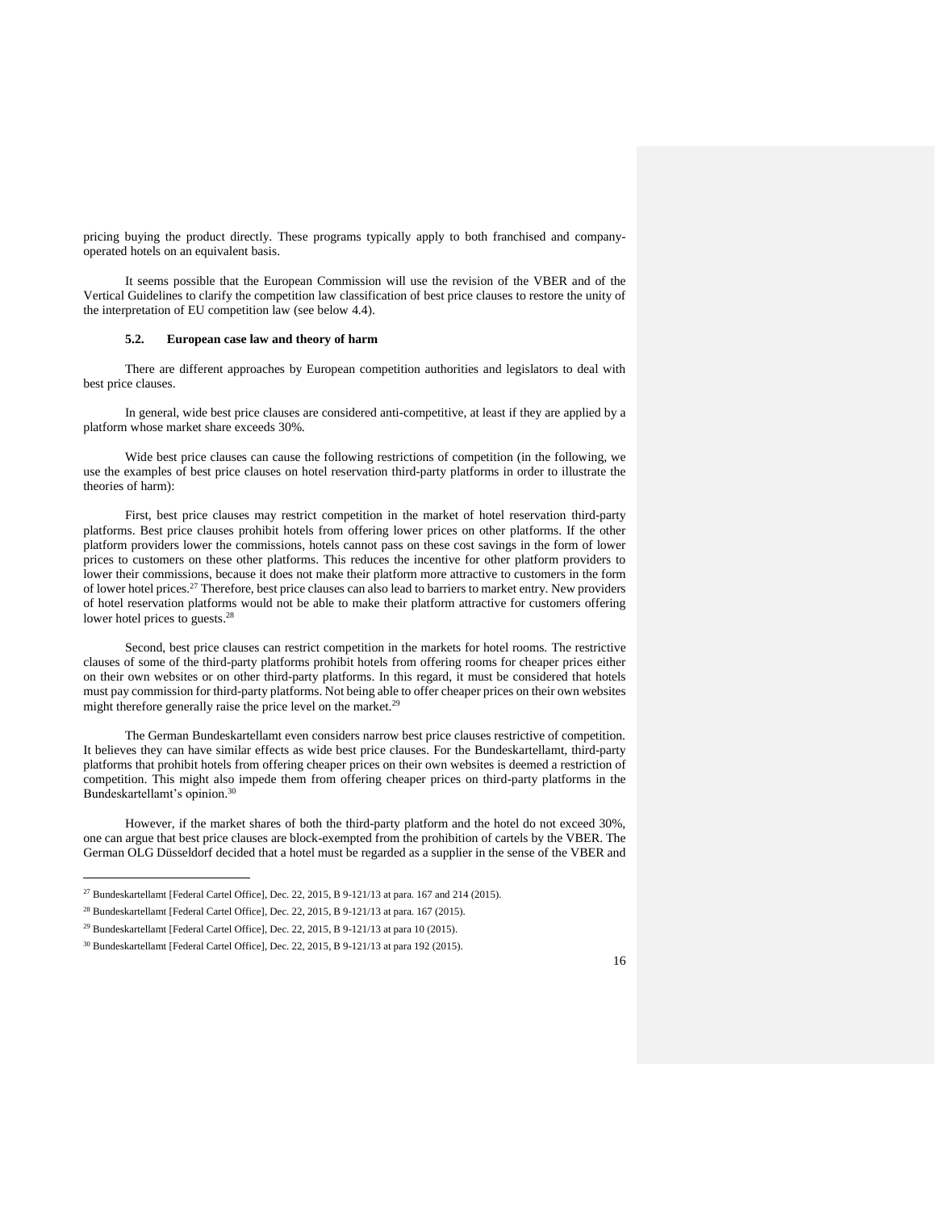pricing buying the product directly. These programs typically apply to both franchised and company-operated hotels on an equivalent basis.

It seems possible that the European Commission will use the revision of the VBER and of the Vertical Guidelines to clarify the competition law classification of best price clauses to restore the unity of the interpretation of EU competition law (see below 4.4).

### 5.2. European case law and theory of harm

There are different approaches by European competition authorities and legislators to deal with best price clauses.

In general, wide best price clauses are considered anti-competitive, at least if they are applied by a platform whose market share exceeds 30%.

Wide best price clauses can cause the following restrictions of competition (in the following, we use the examples of best price clauses on hotel reservation third-party platforms in order to illustrate the theories of harm):

First, best price clauses may restrict competition in the market of hotel reservation third-party platforms. Best price clauses prohibit hotels from offering lower prices on other platforms. If the other platform providers lower the commissions, hotels cannot pass on these cost savings in the form of lower prices to customers on these other platforms. This reduces the incentive for other platform providers to lower their commissions, because it does not make their platform more attractive to customers in the form of lower hotel prices.[27] Therefore, best price clauses can also lead to barriers to market entry. New providers of hotel reservation platforms would not be able to make their platform attractive for customers offering lower hotel prices to guests.[28]

Second, best price clauses can restrict competition in the markets for hotel rooms. The restrictive clauses of some of the third-party platforms prohibit hotels from offering rooms for cheaper prices either on their own websites or on other third-party platforms. In this regard, it must be considered that hotels must pay commission for third-party platforms. Not being able to offer cheaper prices on their own websites might therefore generally raise the price level on the market.[29]

The German Bundeskartellamt even considers narrow best price clauses restrictive of competition. It believes they can have similar effects as wide best price clauses. For the Bundeskartellamt, third-party platforms that prohibit hotels from offering cheaper prices on their own websites is deemed a restriction of competition. This might also impede them from offering cheaper prices on third-party platforms in the Bundeskartellamt's opinion.[30]

However, if the market shares of both the third-party platform and the hotel do not exceed 30%, one can argue that best price clauses are block-exempted from the prohibition of cartels by the VBER. The German OLG Düsseldorf decided that a hotel must be regarded as a supplier in the sense of the VBER and

---

[27] Bundeskartellamt [Federal Cartel Office], Dec. 22, 2015, B 9-121/13 at para. 167 and 214 (2015).

[28] Bundeskartellamt [Federal Cartel Office], Dec. 22, 2015, B 9-121/13 at para. 167 (2015).

[29] Bundeskartellamt [Federal Cartel Office], Dec. 22, 2015, B 9-121/13 at para 10 (2015).

[30] Bundeskartellamt [Federal Cartel Office], Dec. 22, 2015, B 9-121/13 at para 192 (2015).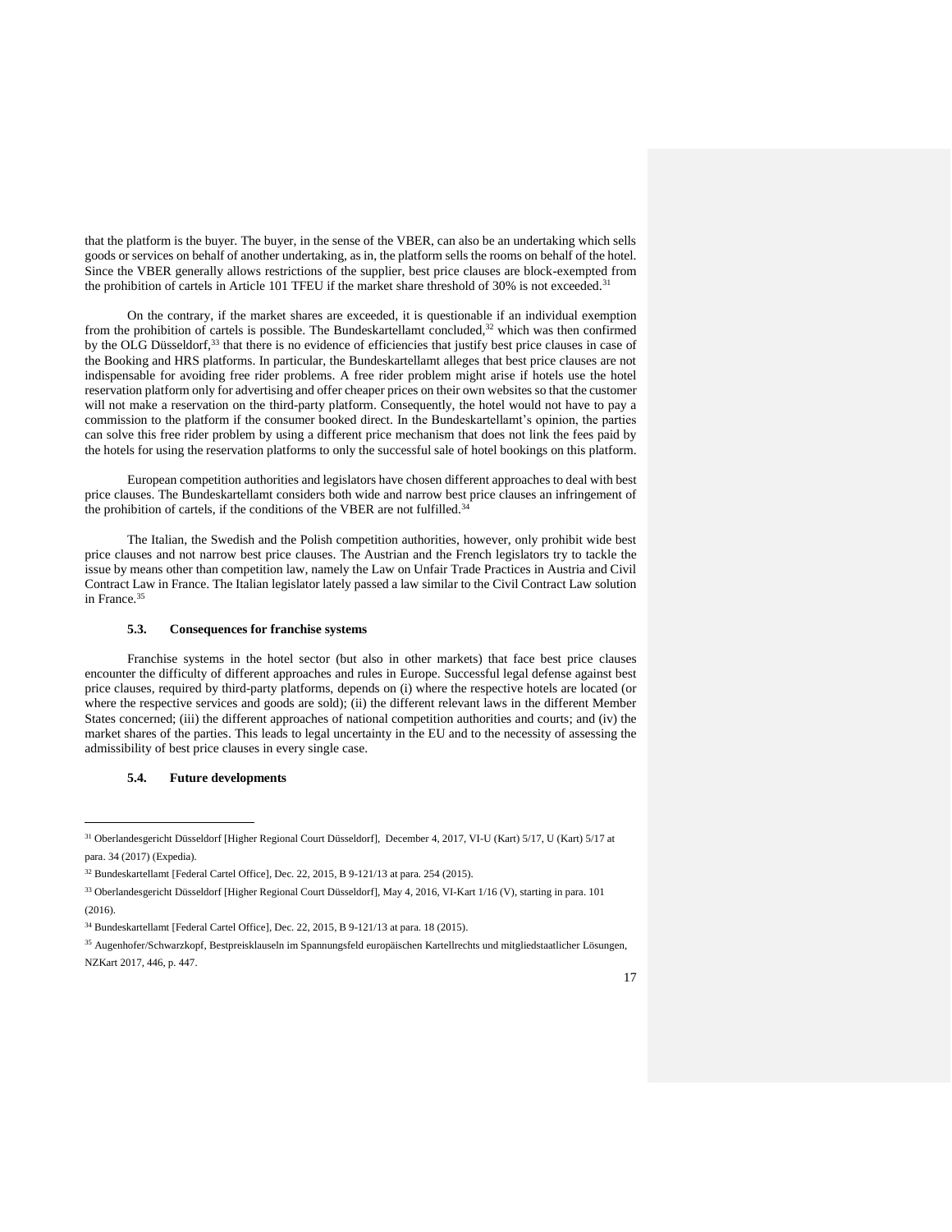that the platform is the buyer. The buyer, in the sense of the VBER, can also be an undertaking which sells goods or services on behalf of another undertaking, as in, the platform sells the rooms on behalf of the hotel. Since the VBER generally allows restrictions of the supplier, best price clauses are block-exempted from the prohibition of cartels in Article 101 TFEU if the market share threshold of 30% is not exceeded.[31]

On the contrary, if the market shares are exceeded, it is questionable if an individual exemption from the prohibition of cartels is possible. The Bundeskartellamt concluded,[32] which was then confirmed by the OLG Düsseldorf,[33] that there is no evidence of efficiencies that justify best price clauses in case of the Booking and HRS platforms. In particular, the Bundeskartellamt alleges that best price clauses are not indispensable for avoiding free rider problems. A free rider problem might arise if hotels use the hotel reservation platform only for advertising and offer cheaper prices on their own websites so that the customer will not make a reservation on the third-party platform. Consequently, the hotel would not have to pay a commission to the platform if the consumer booked direct. In the Bundeskartellamt's opinion, the parties can solve this free rider problem by using a different price mechanism that does not link the fees paid by the hotels for using the reservation platforms to only the successful sale of hotel bookings on this platform.

European competition authorities and legislators have chosen different approaches to deal with best price clauses. The Bundeskartellamt considers both wide and narrow best price clauses an infringement of the prohibition of cartels, if the conditions of the VBER are not fulfilled.[34]

The Italian, the Swedish and the Polish competition authorities, however, only prohibit wide best price clauses and not narrow best price clauses. The Austrian and the French legislators try to tackle the issue by means other than competition law, namely the Law on Unfair Trade Practices in Austria and Civil Contract Law in France. The Italian legislator lately passed a law similar to the Civil Contract Law solution in France.[35]

### 5.3. Consequences for franchise systems

Franchise systems in the hotel sector (but also in other markets) that face best price clauses encounter the difficulty of different approaches and rules in Europe. Successful legal defense against best price clauses, required by third-party platforms, depends on (i) where the respective hotels are located (or where the respective services and goods are sold); (ii) the different relevant laws in the different Member States concerned; (iii) the different approaches of national competition authorities and courts; and (iv) the market shares of the parties. This leads to legal uncertainty in the EU and to the necessity of assessing the admissibility of best price clauses in every single case.

### 5.4. Future developments

---

[31] Oberlandesgericht Düsseldorf [Higher Regional Court Düsseldorf], December 4, 2017, VI-U (Kart) 5/17, U (Kart) 5/17 at para. 34 (2017) (Expedia).

[32] Bundeskartellamt [Federal Cartel Office], Dec. 22, 2015, B 9-121/13 at para. 254 (2015).

[33] Oberlandesgericht Düsseldorf [Higher Regional Court Düsseldorf], May 4, 2016, VI-Kart 1/16 (V), starting in para. 101 (2016).

[34] Bundeskartellamt [Federal Cartel Office], Dec. 22, 2015, B 9-121/13 at para. 18 (2015).

[35] Augenhofer/Schwarzkopf, Bestpreisklauseln im Spannungsfeld europäischen Kartellrechts und mitgliedstaatlicher Lösungen, NZKart 2017, 446, p. 447.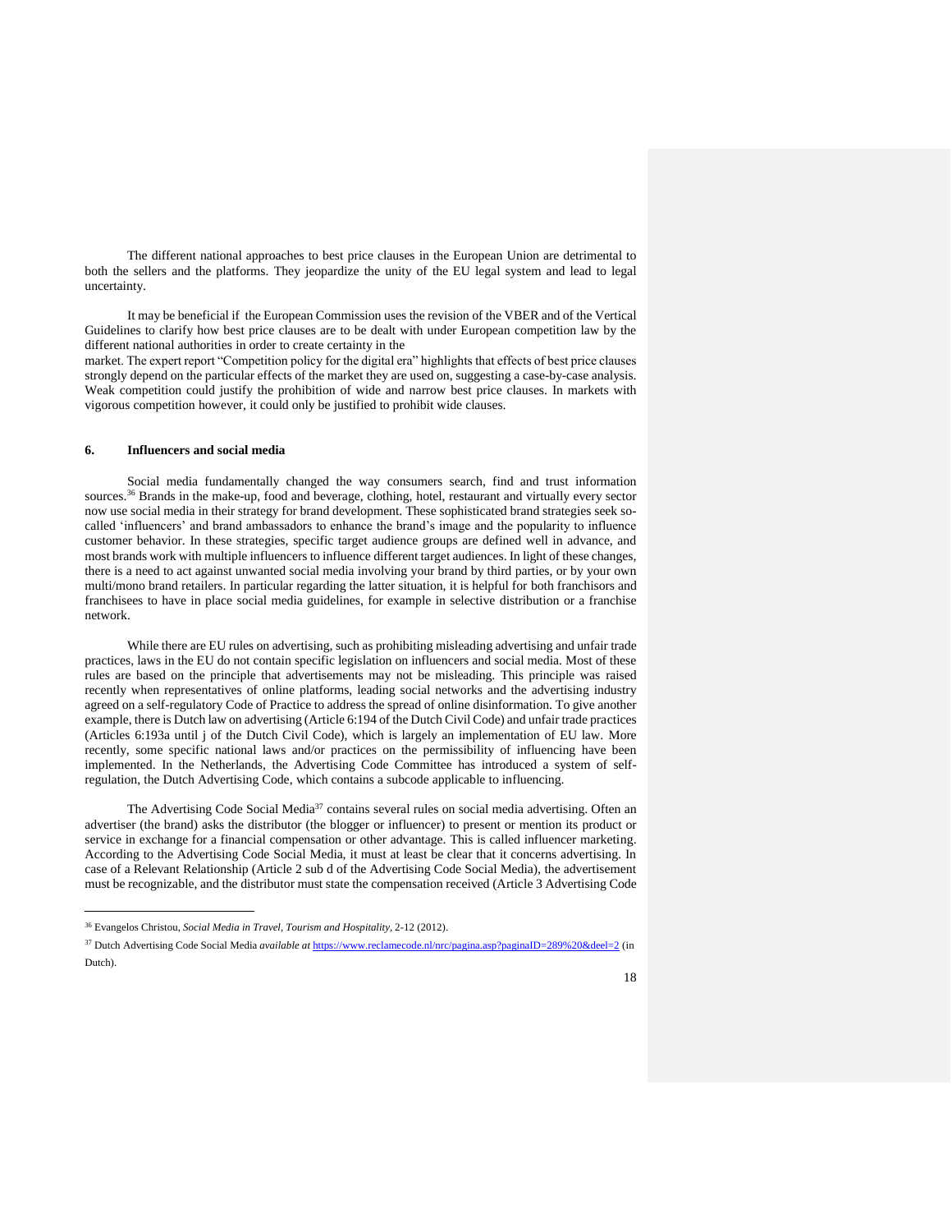The different national approaches to best price clauses in the European Union are detrimental to both the sellers and the platforms. They jeopardize the unity of the EU legal system and lead to legal uncertainty.

It may be beneficial if  the European Commission uses the revision of the VBER and of the Vertical Guidelines to clarify how best price clauses are to be dealt with under European competition law by the different national authorities in order to create certainty in the market. The expert report "Competition policy for the digital era" highlights that effects of best price clauses strongly depend on the particular effects of the market they are used on, suggesting a case-by-case analysis. Weak competition could justify the prohibition of wide and narrow best price clauses. In markets with vigorous competition however, it could only be justified to prohibit wide clauses.

## 6. Influencers and social media

Social media fundamentally changed the way consumers search, find and trust information sources.[36] Brands in the make-up, food and beverage, clothing, hotel, restaurant and virtually every sector now use social media in their strategy for brand development. These sophisticated brand strategies seek so-called 'influencers' and brand ambassadors to enhance the brand's image and the popularity to influence customer behavior. In these strategies, specific target audience groups are defined well in advance, and most brands work with multiple influencers to influence different target audiences. In light of these changes, there is a need to act against unwanted social media involving your brand by third parties, or by your own multi/mono brand retailers. In particular regarding the latter situation, it is helpful for both franchisors and franchisees to have in place social media guidelines, for example in selective distribution or a franchise network.

While there are EU rules on advertising, such as prohibiting misleading advertising and unfair trade practices, laws in the EU do not contain specific legislation on influencers and social media. Most of these rules are based on the principle that advertisements may not be misleading. This principle was raised recently when representatives of online platforms, leading social networks and the advertising industry agreed on a self-regulatory Code of Practice to address the spread of online disinformation. To give another example, there is Dutch law on advertising (Article 6:194 of the Dutch Civil Code) and unfair trade practices (Articles 6:193a until j of the Dutch Civil Code), which is largely an implementation of EU law. More recently, some specific national laws and/or practices on the permissibility of influencing have been implemented. In the Netherlands, the Advertising Code Committee has introduced a system of self-regulation, the Dutch Advertising Code, which contains a subcode applicable to influencing.

The Advertising Code Social Media[37] contains several rules on social media advertising. Often an advertiser (the brand) asks the distributor (the blogger or influencer) to present or mention its product or service in exchange for a financial compensation or other advantage. This is called influencer marketing. According to the Advertising Code Social Media, it must at least be clear that it concerns advertising. In case of a Relevant Relationship (Article 2 sub d of the Advertising Code Social Media), the advertisement must be recognizable, and the distributor must state the compensation received (Article 3 Advertising Code

---

[36] Evangelos Christou, *Social Media in Travel, Tourism and Hospitality*, 2-12 (2012).

[37] Dutch Advertising Code Social Media *available at* https://www.reclamecode.nl/nrc/pagina.asp?paginaID=289%20&deel=2 (in Dutch).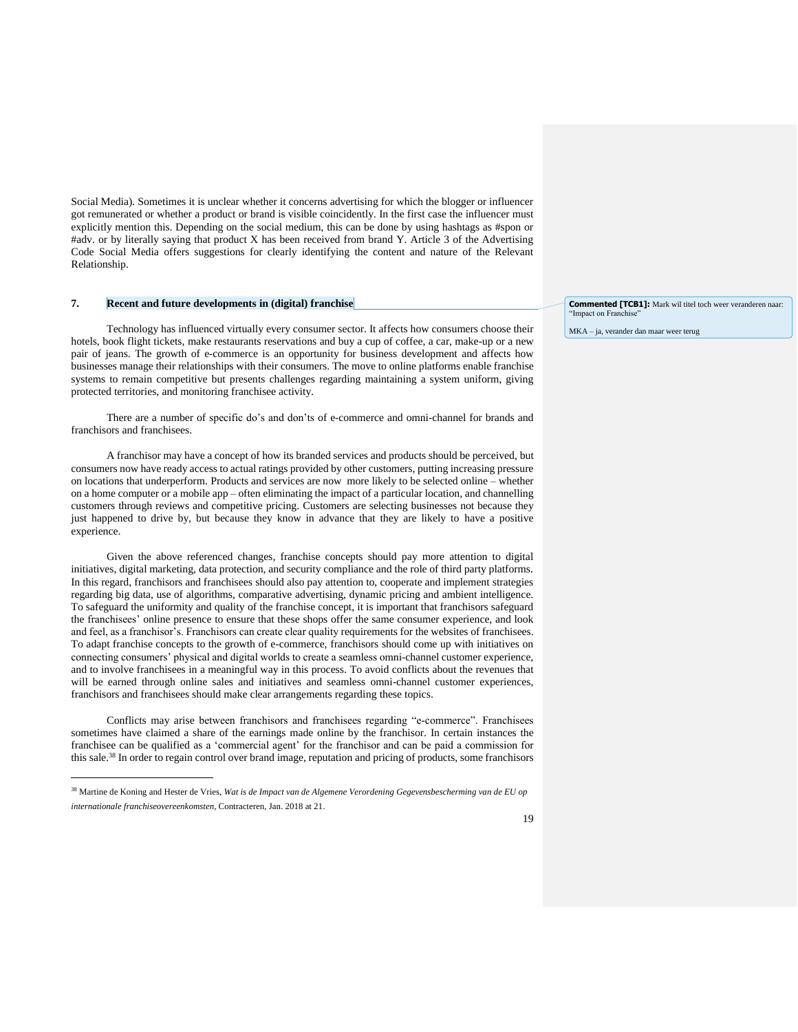Social Media). Sometimes it is unclear whether it concerns advertising for which the blogger or influencer got remunerated or whether a product or brand is visible coincidently. In the first case the influencer must explicitly mention this. Depending on the social medium, this can be done by using hashtags as #spon or #adv. or by literally saying that product X has been received from brand Y. Article 3 of the Advertising Code Social Media offers suggestions for clearly identifying the content and nature of the Relevant Relationship.

## 7. Recent and future developments in (digital) franchise

> **Commented [TCB1]:** Mark wil titel toch weer veranderen naar: "Impact on Franchise"
>
> MKA – ja, verander dan maar weer terug

Technology has influenced virtually every consumer sector. It affects how consumers choose their hotels, book flight tickets, make restaurants reservations and buy a cup of coffee, a car, make-up or a new pair of jeans. The growth of e-commerce is an opportunity for business development and affects how businesses manage their relationships with their consumers. The move to online platforms enable franchise systems to remain competitive but presents challenges regarding maintaining a system uniform, giving protected territories, and monitoring franchisee activity.

There are a number of specific do's and don'ts of e-commerce and omni-channel for brands and franchisors and franchisees.

A franchisor may have a concept of how its branded services and products should be perceived, but consumers now have ready access to actual ratings provided by other customers, putting increasing pressure on locations that underperform. Products and services are now more likely to be selected online – whether on a home computer or a mobile app – often eliminating the impact of a particular location, and channelling customers through reviews and competitive pricing. Customers are selecting businesses not because they just happened to drive by, but because they know in advance that they are likely to have a positive experience.

Given the above referenced changes, franchise concepts should pay more attention to digital initiatives, digital marketing, data protection, and security compliance and the role of third party platforms. In this regard, franchisors and franchisees should also pay attention to, cooperate and implement strategies regarding big data, use of algorithms, comparative advertising, dynamic pricing and ambient intelligence. To safeguard the uniformity and quality of the franchise concept, it is important that franchisors safeguard the franchisees' online presence to ensure that these shops offer the same consumer experience, and look and feel, as a franchisor's. Franchisors can create clear quality requirements for the websites of franchisees. To adapt franchise concepts to the growth of e-commerce, franchisors should come up with initiatives on connecting consumers' physical and digital worlds to create a seamless omni-channel customer experience, and to involve franchisees in a meaningful way in this process. To avoid conflicts about the revenues that will be earned through online sales and initiatives and seamless omni-channel customer experiences, franchisors and franchisees should make clear arrangements regarding these topics.

Conflicts may arise between franchisors and franchisees regarding "e-commerce". Franchisees sometimes have claimed a share of the earnings made online by the franchisor. In certain instances the franchisee can be qualified as a 'commercial agent' for the franchisor and can be paid a commission for this sale.[38] In order to regain control over brand image, reputation and pricing of products, some franchisors

---

[38] Martine de Koning and Hester de Vries, *Wat is de Impact van de Algemene Verordening Gegevensbescherming van de EU op internationale franchiseovereenkomsten*, Contracteren, Jan. 2018 at 21.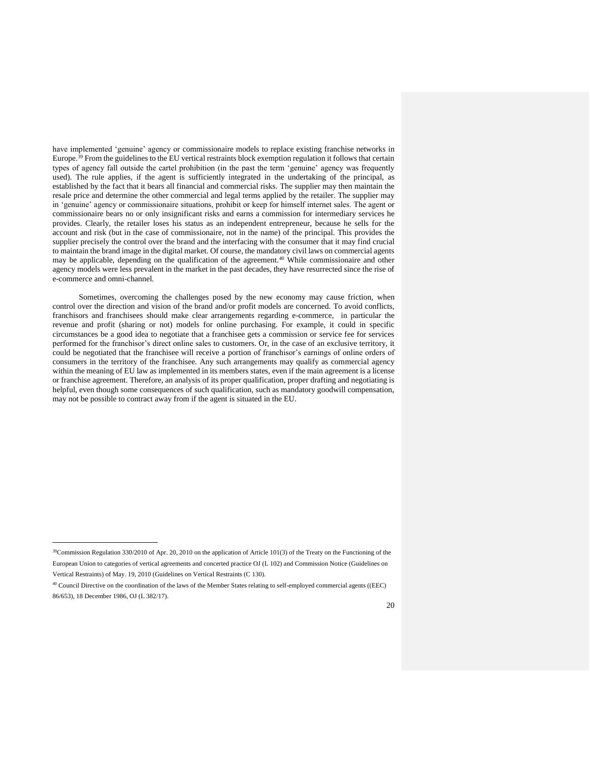have implemented 'genuine' agency or commissionaire models to replace existing franchise networks in Europe.[39] From the guidelines to the EU vertical restraints block exemption regulation it follows that certain types of agency fall outside the cartel prohibition (in the past the term 'genuine' agency was frequently used). The rule applies, if the agent is sufficiently integrated in the undertaking of the principal, as established by the fact that it bears all financial and commercial risks. The supplier may then maintain the resale price and determine the other commercial and legal terms applied by the retailer. The supplier may in 'genuine' agency or commissionaire situations, prohibit or keep for himself internet sales. The agent or commissionaire bears no or only insignificant risks and earns a commission for intermediary services he provides. Clearly, the retailer loses his status as an independent entrepreneur, because he sells for the account and risk (but in the case of commissionaire, not in the name) of the principal. This provides the supplier precisely the control over the brand and the interfacing with the consumer that it may find crucial to maintain the brand image in the digital market. Of course, the mandatory civil laws on commercial agents may be applicable, depending on the qualification of the agreement.[40] While commissionaire and other agency models were less prevalent in the market in the past decades, they have resurrected since the rise of e-commerce and omni-channel.

Sometimes, overcoming the challenges posed by the new economy may cause friction, when control over the direction and vision of the brand and/or profit models are concerned. To avoid conflicts, franchisors and franchisees should make clear arrangements regarding e-commerce, in particular the revenue and profit (sharing or not) models for online purchasing. For example, it could in specific circumstances be a good idea to negotiate that a franchisee gets a commission or service fee for services performed for the franchisor's direct online sales to customers. Or, in the case of an exclusive territory, it could be negotiated that the franchisee will receive a portion of franchisor's earnings of online orders of consumers in the territory of the franchisee. Any such arrangements may qualify as commercial agency within the meaning of EU law as implemented in its members states, even if the main agreement is a license or franchise agreement. Therefore, an analysis of its proper qualification, proper drafting and negotiating is helpful, even though some consequences of such qualification, such as mandatory goodwill compensation, may not be possible to contract away from if the agent is situated in the EU.

---

[39] Commission Regulation 330/2010 of Apr. 20, 2010 on the application of Article 101(3) of the Treaty on the Functioning of the European Union to categories of vertical agreements and concerted practice OJ (L 102) and Commission Notice (Guidelines on Vertical Restraints) of May. 19, 2010 (Guidelines on Vertical Restraints (C 130).

[40] Council Directive on the coordination of the laws of the Member States relating to self-employed commercial agents ((EEC) 86/653), 18 December 1986, OJ (L 382/17).